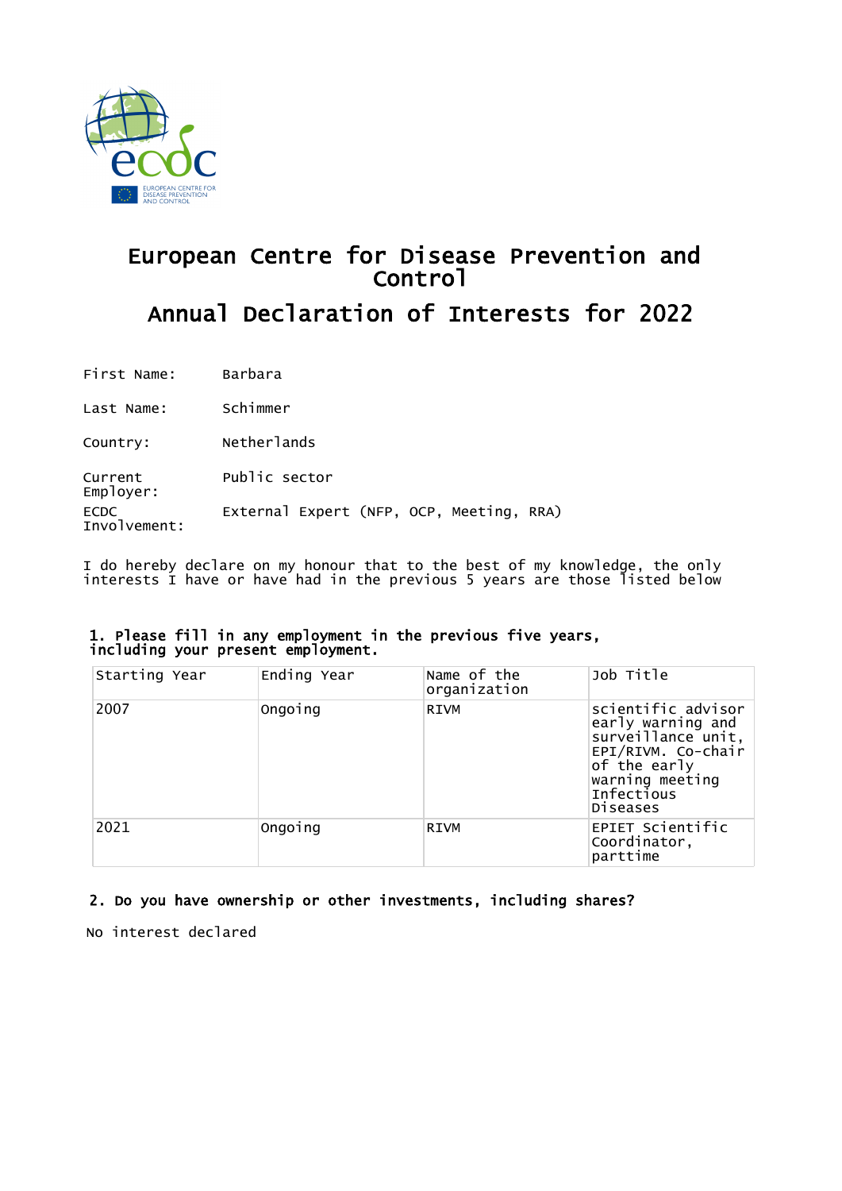# European Centre for Disease Prevention and Control

## Annual Declaration of Interests for 2022

First Name: Barbara

Last Name: Schimmer

Country: Netherlands

Current Employer: Public sector

ECDC Involvement: External Expert (NFP, OCP, Meeting, RRA)

I do hereby declare on my honour that to the best of my knowledge, the only interests I have or have had in the previous 5 years are those listed below

### 1. Please fill in any employment in the previous five years, including your present employment.

| Starting Year | Ending Year | Name of the organization | Job Title |
|---|---|---|---|
| 2007 | Ongoing | RIVM | scientific advisor early warning and surveillance unit, EPI/RIVM. Co-chair of the early warning meeting Infectious Diseases |
| 2021 | Ongoing | RIVM | EPIET Scientific Coordinator, parttime |

### 2. Do you have ownership or other investments, including shares?

No interest declared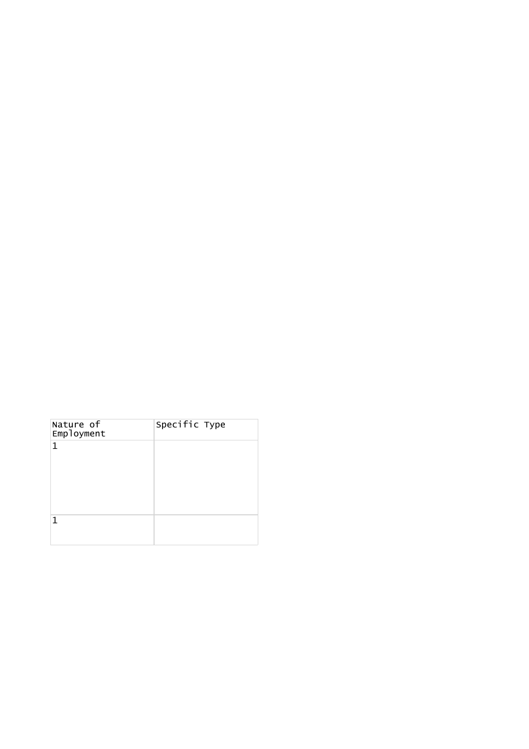| Nature of Employment | Specific Type |
| --- | --- |
| 1 | |
| 1 | |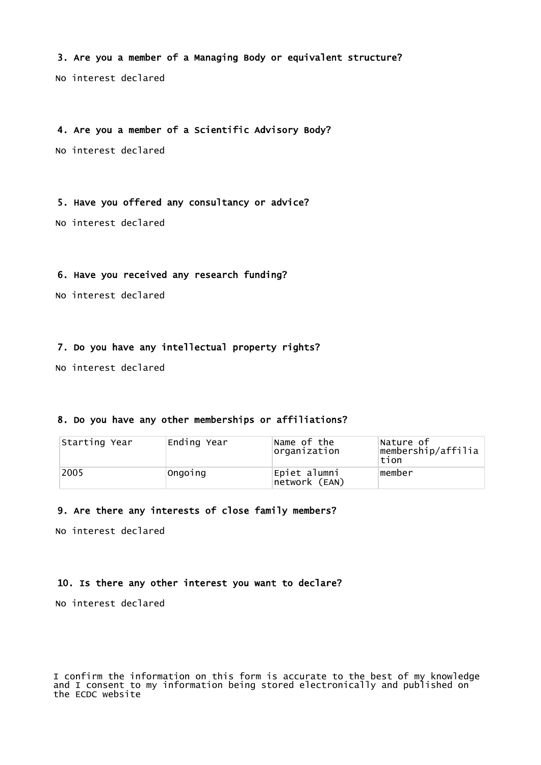### 3. Are you a member of a Managing Body or equivalent structure?

No interest declared

### 4. Are you a member of a Scientific Advisory Body?

No interest declared

### 5. Have you offered any consultancy or advice?

No interest declared

### 6. Have you received any research funding?

No interest declared

### 7. Do you have any intellectual property rights?

No interest declared

### 8. Do you have any other memberships or affiliations?

| Starting Year | Ending Year | Name of the organization | Nature of membership/affiliation |
|---|---|---|---|
| 2005 | Ongoing | Epiet alumni network (EAN) | member |

### 9. Are there any interests of close family members?

No interest declared

### 10. Is there any other interest you want to declare?

No interest declared

I confirm the information on this form is accurate to the best of my knowledge and I consent to my information being stored electronically and published on the ECDC website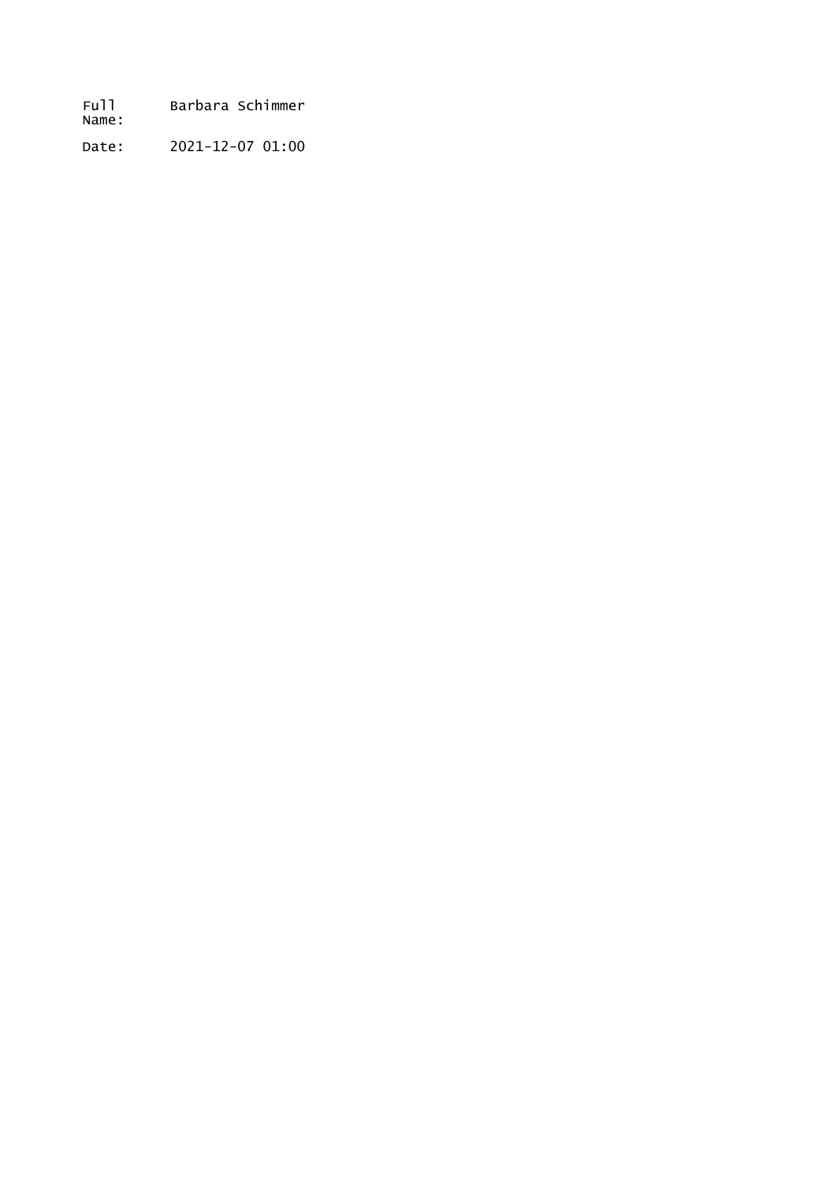| | |
|---|---|
| Full Name: | Barbara Schimmer |
| Date: | 2021-12-07 01:00 |